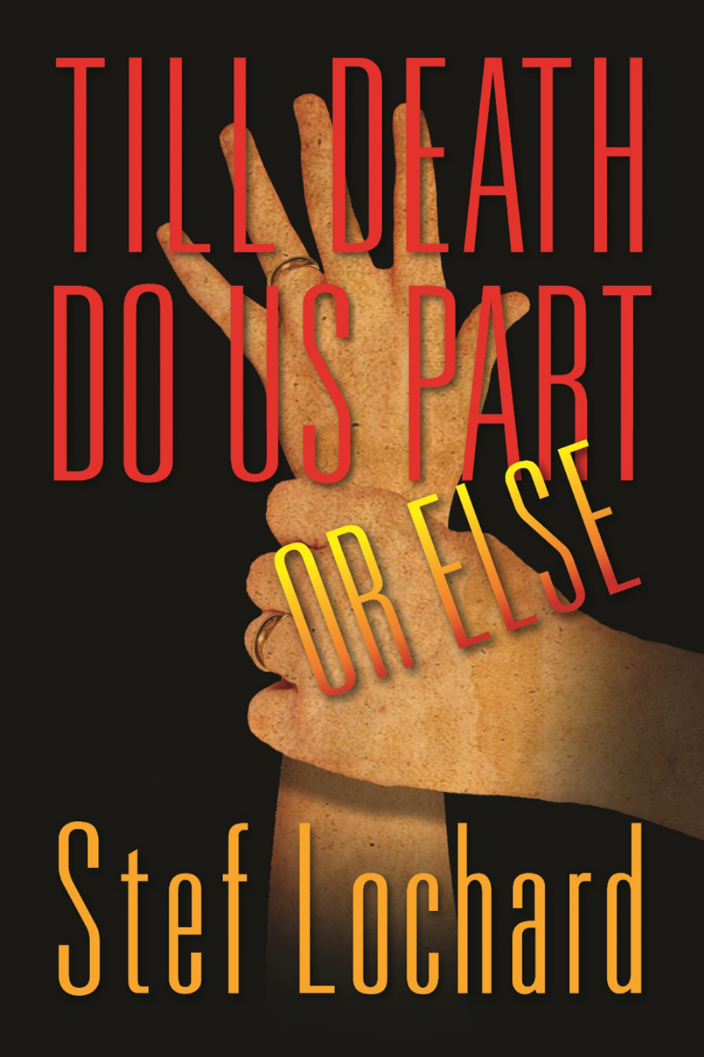# TILL DEATH DO US PART

## OR ELSE

Stef Lochard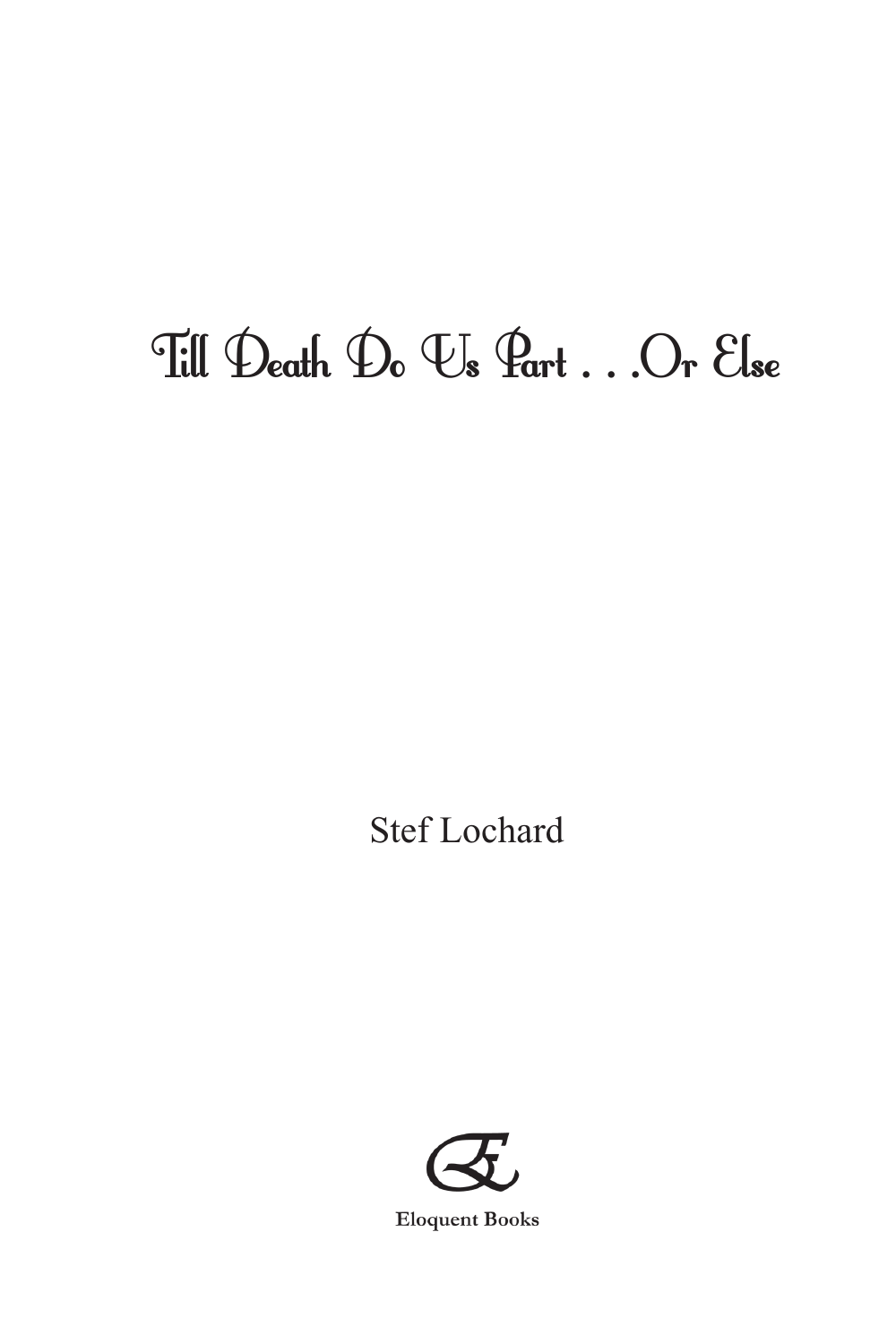# Till Death Do Us Part . . .Or Else

Stef Lochard

Eloquent Books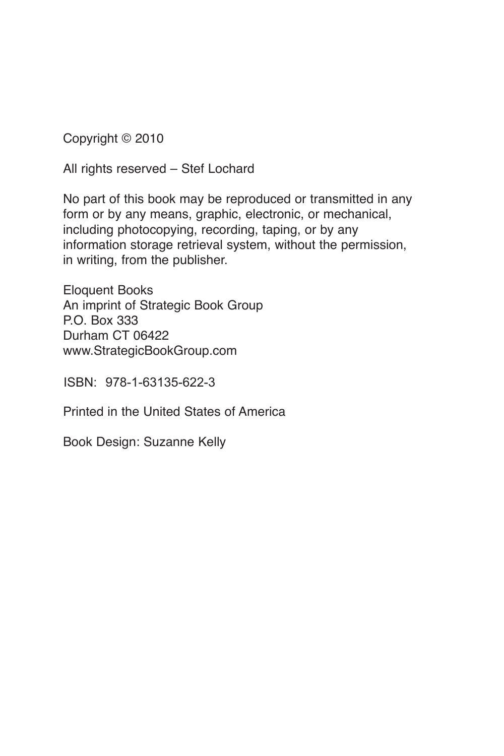Copyright © 2010

All rights reserved – Stef Lochard

No part of this book may be reproduced or transmitted in any form or by any means, graphic, electronic, or mechanical, including photocopying, recording, taping, or by any information storage retrieval system, without the permission, in writing, from the publisher.

Eloquent Books
An imprint of Strategic Book Group
P.O. Box 333
Durham CT 06422
www.StrategicBookGroup.com

ISBN: 978-1-63135-622-3

Printed in the United States of America

Book Design: Suzanne Kelly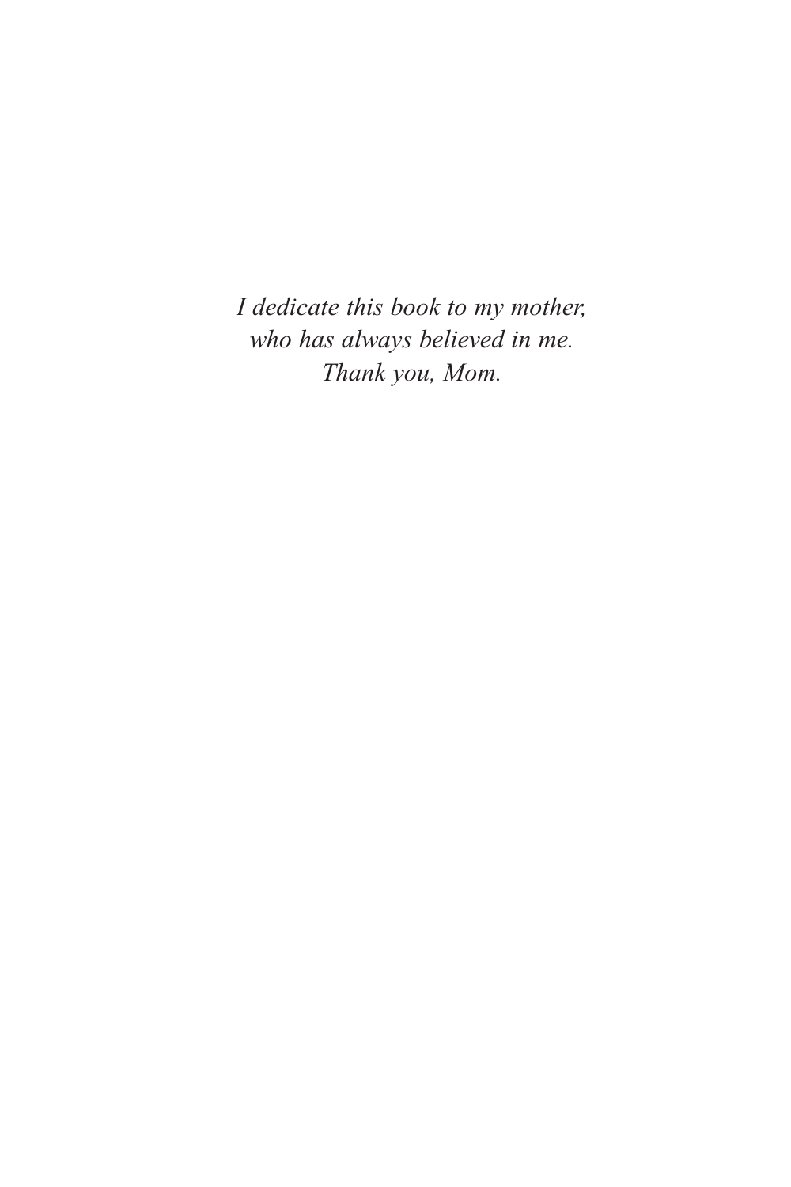*I dedicate this book to my mother,*
*who has always believed in me.*
*Thank you, Mom.*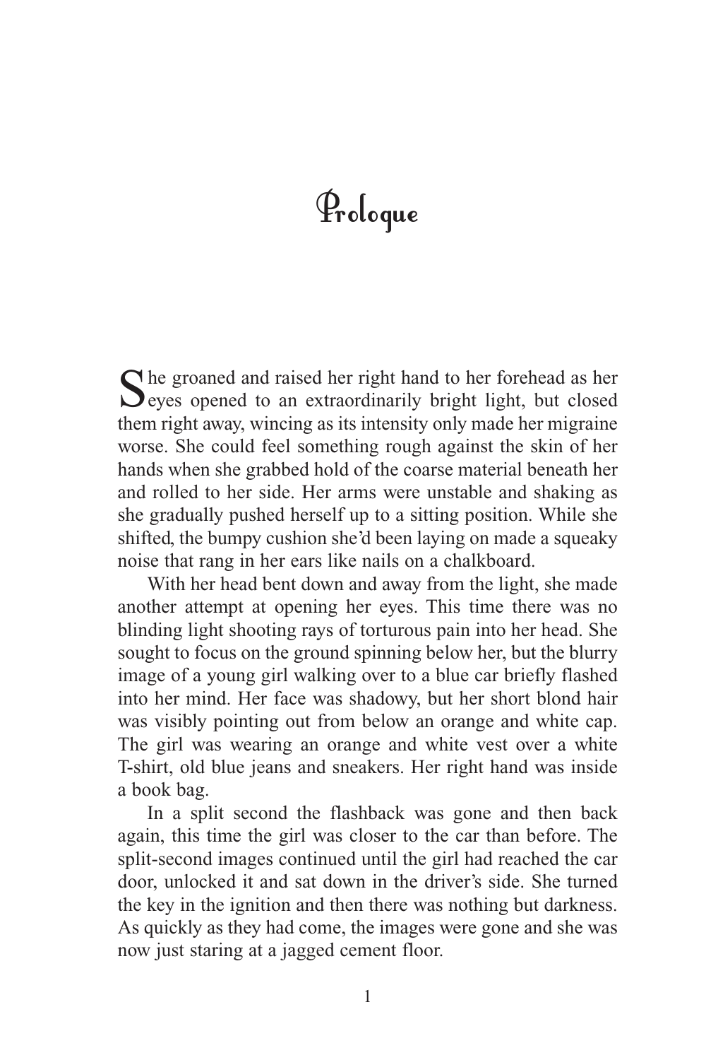# Prologue

She groaned and raised her right hand to her forehead as her eyes opened to an extraordinarily bright light, but closed them right away, wincing as its intensity only made her migraine worse. She could feel something rough against the skin of her hands when she grabbed hold of the coarse material beneath her and rolled to her side. Her arms were unstable and shaking as she gradually pushed herself up to a sitting position. While she shifted, the bumpy cushion she'd been laying on made a squeaky noise that rang in her ears like nails on a chalkboard.

With her head bent down and away from the light, she made another attempt at opening her eyes. This time there was no blinding light shooting rays of torturous pain into her head. She sought to focus on the ground spinning below her, but the blurry image of a young girl walking over to a blue car briefly flashed into her mind. Her face was shadowy, but her short blond hair was visibly pointing out from below an orange and white cap. The girl was wearing an orange and white vest over a white T-shirt, old blue jeans and sneakers. Her right hand was inside a book bag.

In a split second the flashback was gone and then back again, this time the girl was closer to the car than before. The split-second images continued until the girl had reached the car door, unlocked it and sat down in the driver's side. She turned the key in the ignition and then there was nothing but darkness. As quickly as they had come, the images were gone and she was now just staring at a jagged cement floor.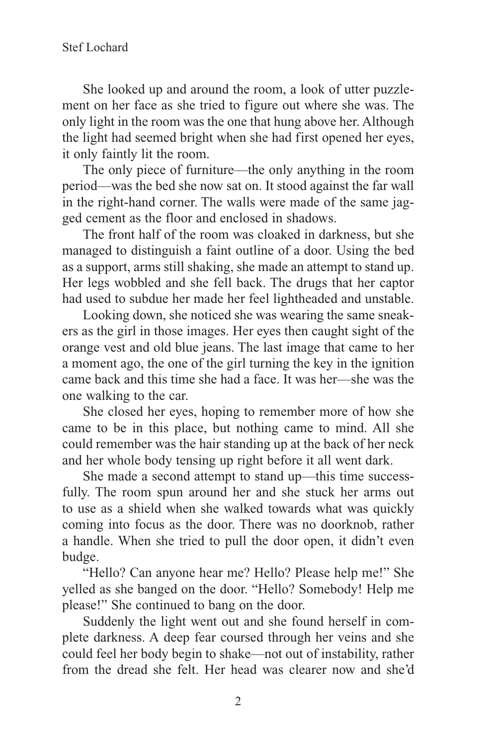She looked up and around the room, a look of utter puzzlement on her face as she tried to figure out where she was. The only light in the room was the one that hung above her. Although the light had seemed bright when she had first opened her eyes, it only faintly lit the room.

The only piece of furniture—the only anything in the room period—was the bed she now sat on. It stood against the far wall in the right-hand corner. The walls were made of the same jagged cement as the floor and enclosed in shadows.

The front half of the room was cloaked in darkness, but she managed to distinguish a faint outline of a door. Using the bed as a support, arms still shaking, she made an attempt to stand up. Her legs wobbled and she fell back. The drugs that her captor had used to subdue her made her feel lightheaded and unstable.

Looking down, she noticed she was wearing the same sneakers as the girl in those images. Her eyes then caught sight of the orange vest and old blue jeans. The last image that came to her a moment ago, the one of the girl turning the key in the ignition came back and this time she had a face. It was her—she was the one walking to the car.

She closed her eyes, hoping to remember more of how she came to be in this place, but nothing came to mind. All she could remember was the hair standing up at the back of her neck and her whole body tensing up right before it all went dark.

She made a second attempt to stand up—this time successfully. The room spun around her and she stuck her arms out to use as a shield when she walked towards what was quickly coming into focus as the door. There was no doorknob, rather a handle. When she tried to pull the door open, it didn't even budge.

"Hello? Can anyone hear me? Hello? Please help me!" She yelled as she banged on the door. "Hello? Somebody! Help me please!" She continued to bang on the door.

Suddenly the light went out and she found herself in complete darkness. A deep fear coursed through her veins and she could feel her body begin to shake—not out of instability, rather from the dread she felt. Her head was clearer now and she'd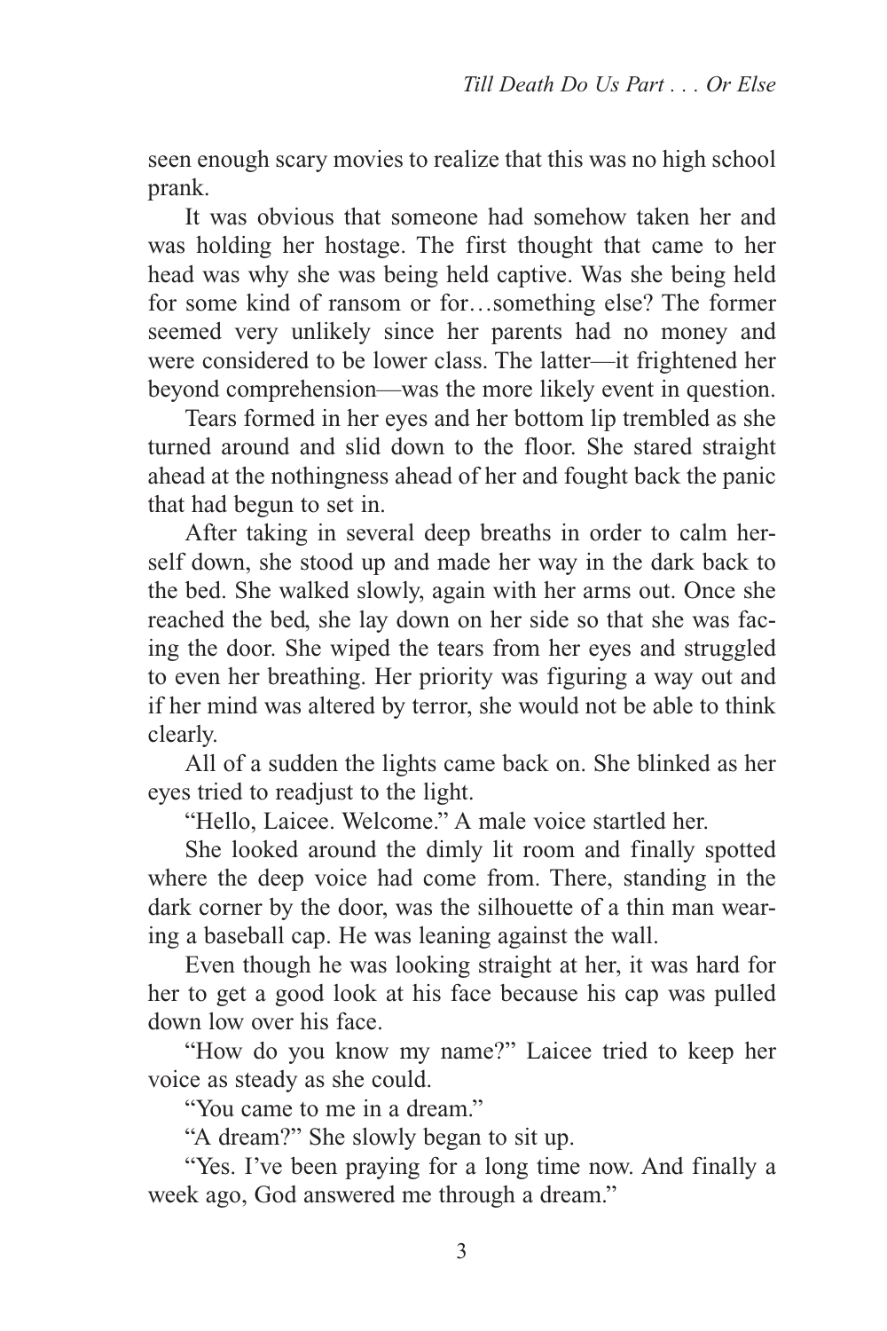seen enough scary movies to realize that this was no high school prank.

It was obvious that someone had somehow taken her and was holding her hostage. The first thought that came to her head was why she was being held captive. Was she being held for some kind of ransom or for…something else? The former seemed very unlikely since her parents had no money and were considered to be lower class. The latter—it frightened her beyond comprehension—was the more likely event in question.

Tears formed in her eyes and her bottom lip trembled as she turned around and slid down to the floor. She stared straight ahead at the nothingness ahead of her and fought back the panic that had begun to set in.

After taking in several deep breaths in order to calm herself down, she stood up and made her way in the dark back to the bed. She walked slowly, again with her arms out. Once she reached the bed, she lay down on her side so that she was facing the door. She wiped the tears from her eyes and struggled to even her breathing. Her priority was figuring a way out and if her mind was altered by terror, she would not be able to think clearly.

All of a sudden the lights came back on. She blinked as her eyes tried to readjust to the light.

"Hello, Laicee. Welcome." A male voice startled her.

She looked around the dimly lit room and finally spotted where the deep voice had come from. There, standing in the dark corner by the door, was the silhouette of a thin man wearing a baseball cap. He was leaning against the wall.

Even though he was looking straight at her, it was hard for her to get a good look at his face because his cap was pulled down low over his face.

"How do you know my name?" Laicee tried to keep her voice as steady as she could.

"You came to me in a dream."

"A dream?" She slowly began to sit up.

"Yes. I've been praying for a long time now. And finally a week ago, God answered me through a dream."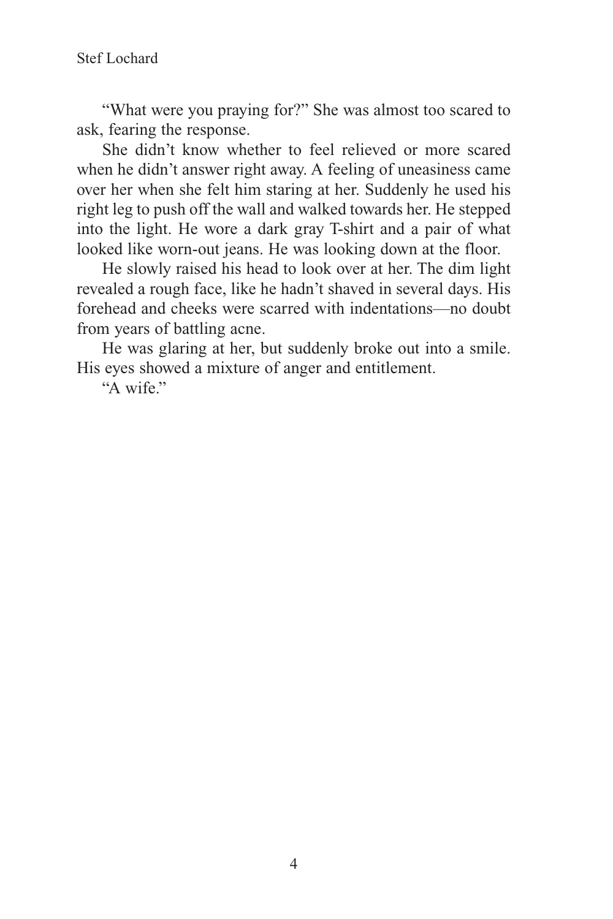"What were you praying for?" She was almost too scared to ask, fearing the response.

She didn't know whether to feel relieved or more scared when he didn't answer right away. A feeling of uneasiness came over her when she felt him staring at her. Suddenly he used his right leg to push off the wall and walked towards her. He stepped into the light. He wore a dark gray T-shirt and a pair of what looked like worn-out jeans. He was looking down at the floor.

He slowly raised his head to look over at her. The dim light revealed a rough face, like he hadn't shaved in several days. His forehead and cheeks were scarred with indentations—no doubt from years of battling acne.

He was glaring at her, but suddenly broke out into a smile. His eyes showed a mixture of anger and entitlement.

"A wife."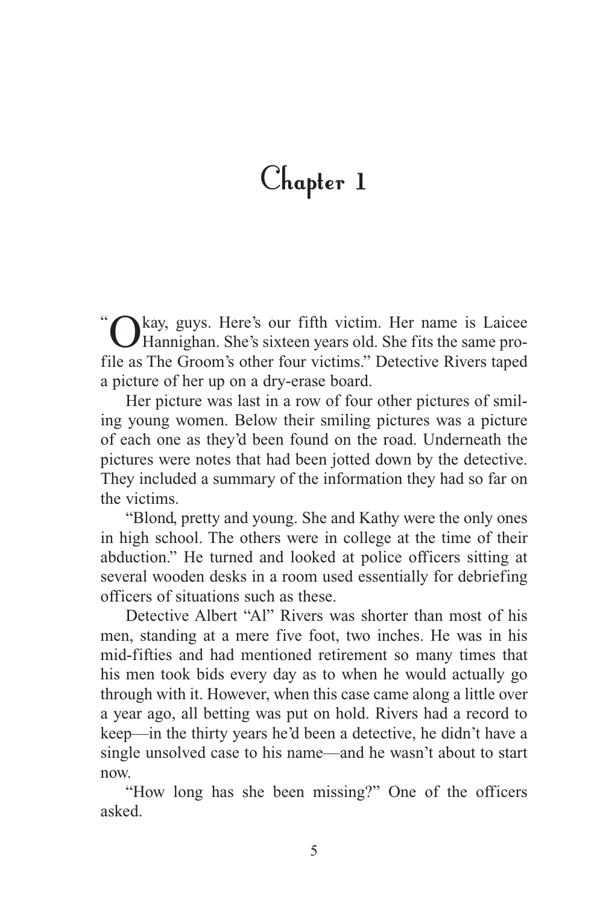# Chapter 1

"Okay, guys. Here's our fifth victim. Her name is Laicee Hannighan. She's sixteen years old. She fits the same profile as The Groom's other four victims." Detective Rivers taped a picture of her up on a dry-erase board.

Her picture was last in a row of four other pictures of smiling young women. Below their smiling pictures was a picture of each one as they'd been found on the road. Underneath the pictures were notes that had been jotted down by the detective. They included a summary of the information they had so far on the victims.

"Blond, pretty and young. She and Kathy were the only ones in high school. The others were in college at the time of their abduction." He turned and looked at police officers sitting at several wooden desks in a room used essentially for debriefing officers of situations such as these.

Detective Albert "Al" Rivers was shorter than most of his men, standing at a mere five foot, two inches. He was in his mid-fifties and had mentioned retirement so many times that his men took bids every day as to when he would actually go through with it. However, when this case came along a little over a year ago, all betting was put on hold. Rivers had a record to keep—in the thirty years he'd been a detective, he didn't have a single unsolved case to his name—and he wasn't about to start now.

"How long has she been missing?" One of the officers asked.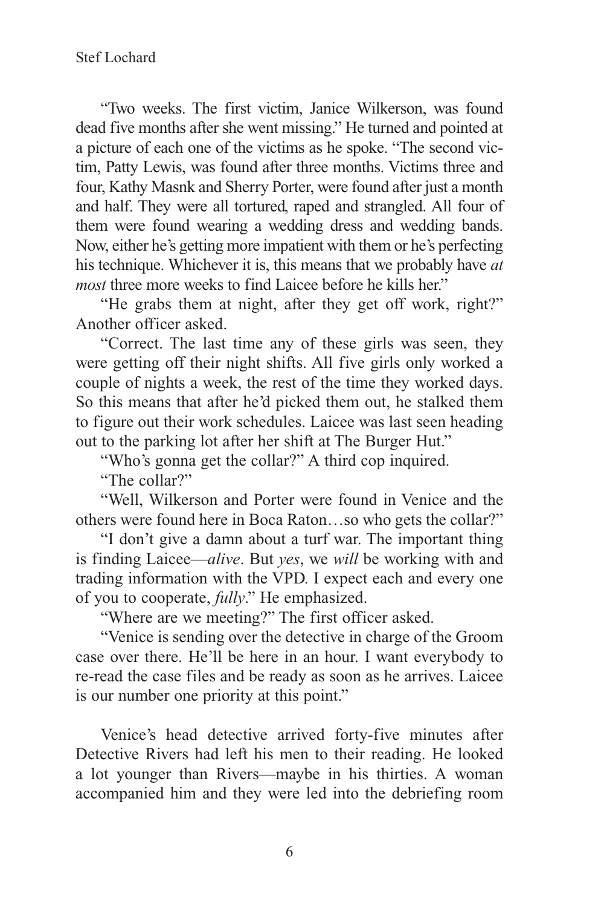"Two weeks. The first victim, Janice Wilkerson, was found dead five months after she went missing." He turned and pointed at a picture of each one of the victims as he spoke. "The second victim, Patty Lewis, was found after three months. Victims three and four, Kathy Masnk and Sherry Porter, were found after just a month and half. They were all tortured, raped and strangled. All four of them were found wearing a wedding dress and wedding bands. Now, either he's getting more impatient with them or he's perfecting his technique. Whichever it is, this means that we probably have *at most* three more weeks to find Laicee before he kills her."

"He grabs them at night, after they get off work, right?" Another officer asked.

"Correct. The last time any of these girls was seen, they were getting off their night shifts. All five girls only worked a couple of nights a week, the rest of the time they worked days. So this means that after he'd picked them out, he stalked them to figure out their work schedules. Laicee was last seen heading out to the parking lot after her shift at The Burger Hut."

"Who's gonna get the collar?" A third cop inquired.

"The collar?"

"Well, Wilkerson and Porter were found in Venice and the others were found here in Boca Raton…so who gets the collar?"

"I don't give a damn about a turf war. The important thing is finding Laicee—*alive*. But *yes*, we *will* be working with and trading information with the VPD. I expect each and every one of you to cooperate, *fully*." He emphasized.

"Where are we meeting?" The first officer asked.

"Venice is sending over the detective in charge of the Groom case over there. He'll be here in an hour. I want everybody to re-read the case files and be ready as soon as he arrives. Laicee is our number one priority at this point."

Venice's head detective arrived forty-five minutes after Detective Rivers had left his men to their reading. He looked a lot younger than Rivers—maybe in his thirties. A woman accompanied him and they were led into the debriefing room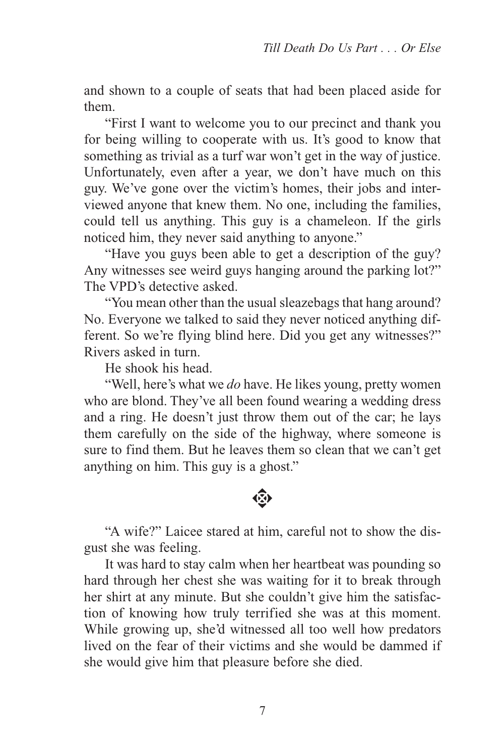and shown to a couple of seats that had been placed aside for them.

"First I want to welcome you to our precinct and thank you for being willing to cooperate with us. It's good to know that something as trivial as a turf war won't get in the way of justice. Unfortunately, even after a year, we don't have much on this guy. We've gone over the victim's homes, their jobs and interviewed anyone that knew them. No one, including the families, could tell us anything. This guy is a chameleon. If the girls noticed him, they never said anything to anyone."

"Have you guys been able to get a description of the guy? Any witnesses see weird guys hanging around the parking lot?" The VPD's detective asked.

"You mean other than the usual sleazebags that hang around? No. Everyone we talked to said they never noticed anything different. So we're flying blind here. Did you get any witnesses?" Rivers asked in turn.

He shook his head.

"Well, here's what we *do* have. He likes young, pretty women who are blond. They've all been found wearing a wedding dress and a ring. He doesn't just throw them out of the car; he lays them carefully on the side of the highway, where someone is sure to find them. But he leaves them so clean that we can't get anything on him. This guy is a ghost."

❖

"A wife?" Laicee stared at him, careful not to show the disgust she was feeling.

It was hard to stay calm when her heartbeat was pounding so hard through her chest she was waiting for it to break through her shirt at any minute. But she couldn't give him the satisfaction of knowing how truly terrified she was at this moment. While growing up, she'd witnessed all too well how predators lived on the fear of their victims and she would be dammed if she would give him that pleasure before she died.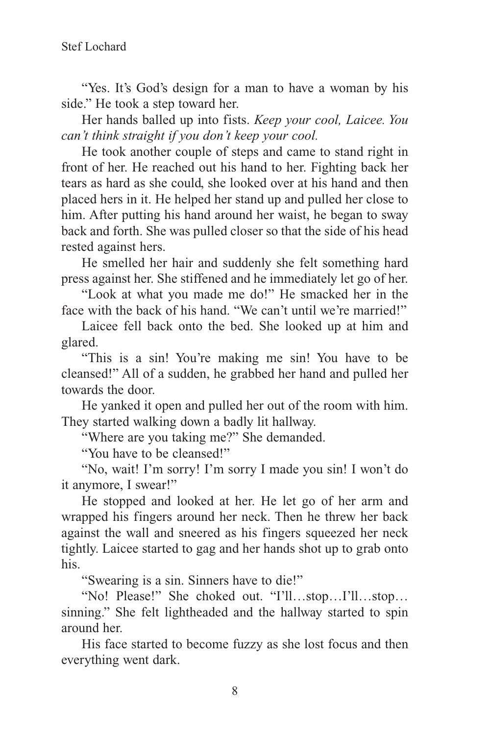"Yes. It's God's design for a man to have a woman by his side." He took a step toward her.

Her hands balled up into fists. *Keep your cool, Laicee. You can't think straight if you don't keep your cool.*

He took another couple of steps and came to stand right in front of her. He reached out his hand to her. Fighting back her tears as hard as she could, she looked over at his hand and then placed hers in it. He helped her stand up and pulled her close to him. After putting his hand around her waist, he began to sway back and forth. She was pulled closer so that the side of his head rested against hers.

He smelled her hair and suddenly she felt something hard press against her. She stiffened and he immediately let go of her.

"Look at what you made me do!" He smacked her in the face with the back of his hand. "We can't until we're married!"

Laicee fell back onto the bed. She looked up at him and glared.

"This is a sin! You're making me sin! You have to be cleansed!" All of a sudden, he grabbed her hand and pulled her towards the door.

He yanked it open and pulled her out of the room with him. They started walking down a badly lit hallway.

"Where are you taking me?" She demanded.

"You have to be cleansed!"

"No, wait! I'm sorry! I'm sorry I made you sin! I won't do it anymore, I swear!"

He stopped and looked at her. He let go of her arm and wrapped his fingers around her neck. Then he threw her back against the wall and sneered as his fingers squeezed her neck tightly. Laicee started to gag and her hands shot up to grab onto his.

"Swearing is a sin. Sinners have to die!"

"No! Please!" She choked out. "I'll…stop…I'll…stop… sinning." She felt lightheaded and the hallway started to spin around her.

His face started to become fuzzy as she lost focus and then everything went dark.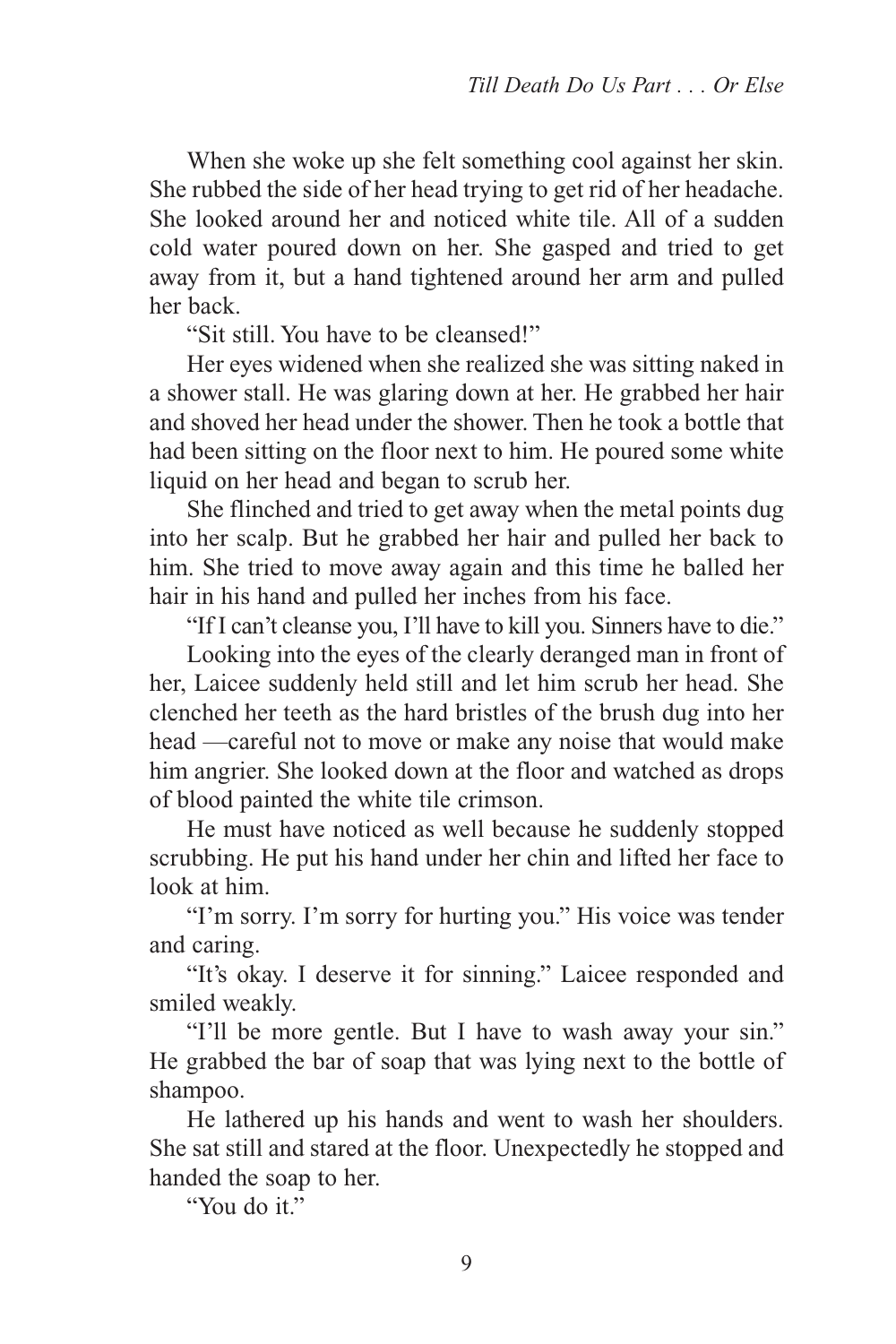When she woke up she felt something cool against her skin. She rubbed the side of her head trying to get rid of her headache. She looked around her and noticed white tile. All of a sudden cold water poured down on her. She gasped and tried to get away from it, but a hand tightened around her arm and pulled her back.

"Sit still. You have to be cleansed!"

Her eyes widened when she realized she was sitting naked in a shower stall. He was glaring down at her. He grabbed her hair and shoved her head under the shower. Then he took a bottle that had been sitting on the floor next to him. He poured some white liquid on her head and began to scrub her.

She flinched and tried to get away when the metal points dug into her scalp. But he grabbed her hair and pulled her back to him. She tried to move away again and this time he balled her hair in his hand and pulled her inches from his face.

"If I can't cleanse you, I'll have to kill you. Sinners have to die."

Looking into the eyes of the clearly deranged man in front of her, Laicee suddenly held still and let him scrub her head. She clenched her teeth as the hard bristles of the brush dug into her head —careful not to move or make any noise that would make him angrier. She looked down at the floor and watched as drops of blood painted the white tile crimson.

He must have noticed as well because he suddenly stopped scrubbing. He put his hand under her chin and lifted her face to look at him.

"I'm sorry. I'm sorry for hurting you." His voice was tender and caring.

"It's okay. I deserve it for sinning." Laicee responded and smiled weakly.

"I'll be more gentle. But I have to wash away your sin." He grabbed the bar of soap that was lying next to the bottle of shampoo.

He lathered up his hands and went to wash her shoulders. She sat still and stared at the floor. Unexpectedly he stopped and handed the soap to her.

"You do it."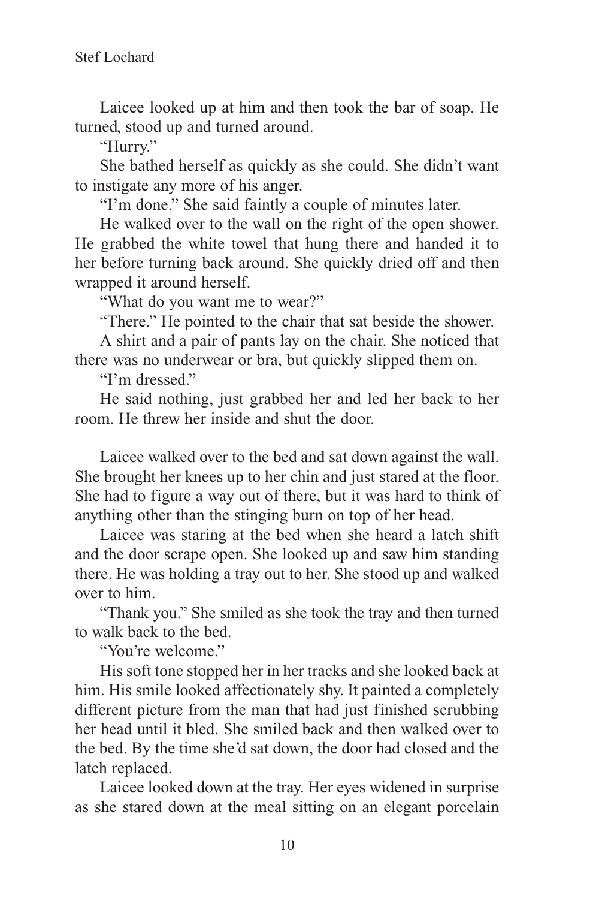Laicee looked up at him and then took the bar of soap. He turned, stood up and turned around.

"Hurry."

She bathed herself as quickly as she could. She didn't want to instigate any more of his anger.

"I'm done." She said faintly a couple of minutes later.

He walked over to the wall on the right of the open shower. He grabbed the white towel that hung there and handed it to her before turning back around. She quickly dried off and then wrapped it around herself.

"What do you want me to wear?"

"There." He pointed to the chair that sat beside the shower.

A shirt and a pair of pants lay on the chair. She noticed that there was no underwear or bra, but quickly slipped them on.

"I'm dressed."

He said nothing, just grabbed her and led her back to her room. He threw her inside and shut the door.

Laicee walked over to the bed and sat down against the wall. She brought her knees up to her chin and just stared at the floor. She had to figure a way out of there, but it was hard to think of anything other than the stinging burn on top of her head.

Laicee was staring at the bed when she heard a latch shift and the door scrape open. She looked up and saw him standing there. He was holding a tray out to her. She stood up and walked over to him.

"Thank you." She smiled as she took the tray and then turned to walk back to the bed.

"You're welcome."

His soft tone stopped her in her tracks and she looked back at him. His smile looked affectionately shy. It painted a completely different picture from the man that had just finished scrubbing her head until it bled. She smiled back and then walked over to the bed. By the time she'd sat down, the door had closed and the latch replaced.

Laicee looked down at the tray. Her eyes widened in surprise as she stared down at the meal sitting on an elegant porcelain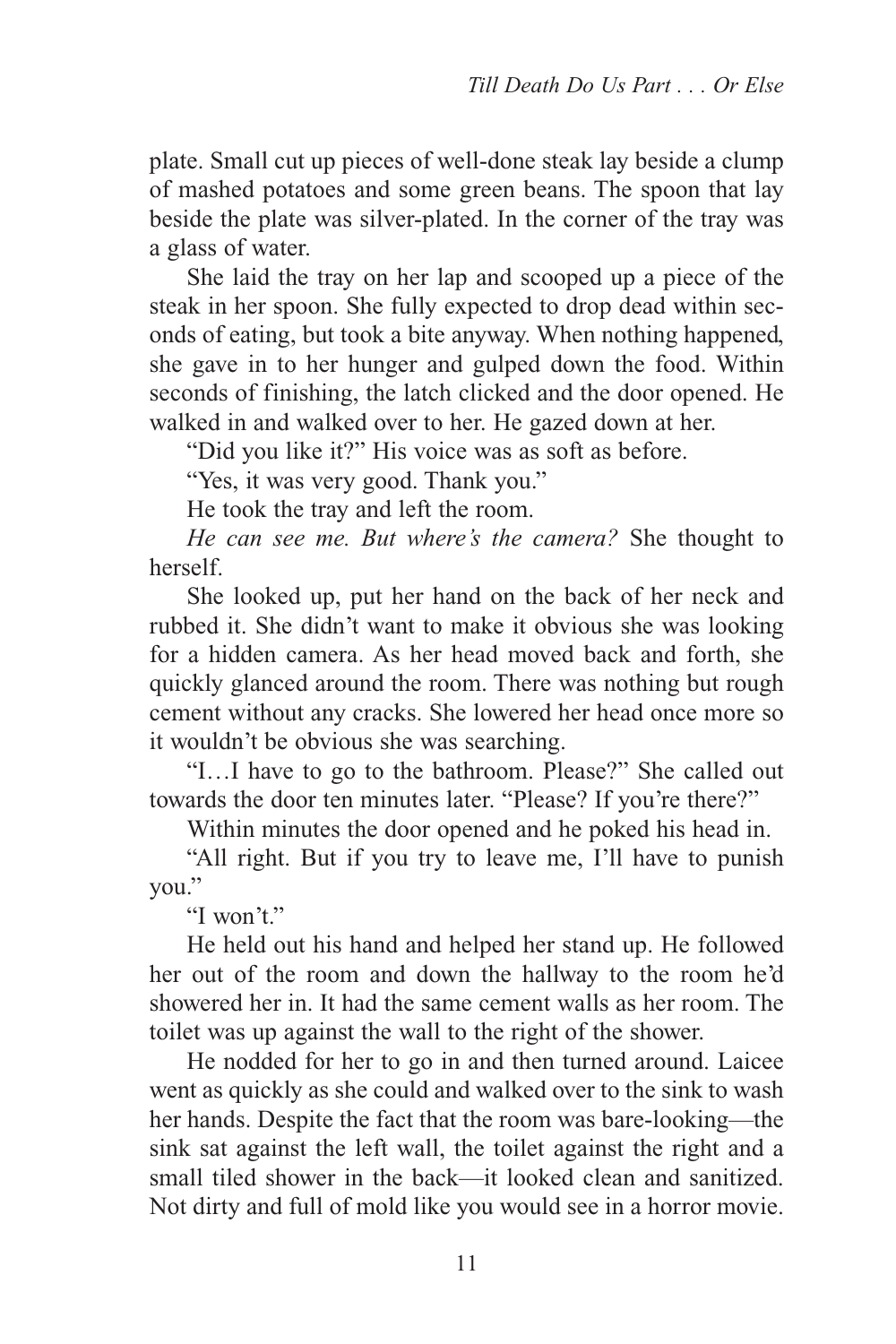plate. Small cut up pieces of well-done steak lay beside a clump of mashed potatoes and some green beans. The spoon that lay beside the plate was silver-plated. In the corner of the tray was a glass of water.

She laid the tray on her lap and scooped up a piece of the steak in her spoon. She fully expected to drop dead within seconds of eating, but took a bite anyway. When nothing happened, she gave in to her hunger and gulped down the food. Within seconds of finishing, the latch clicked and the door opened. He walked in and walked over to her. He gazed down at her.

"Did you like it?" His voice was as soft as before.

"Yes, it was very good. Thank you."

He took the tray and left the room.

*He can see me. But where's the camera?* She thought to herself.

She looked up, put her hand on the back of her neck and rubbed it. She didn't want to make it obvious she was looking for a hidden camera. As her head moved back and forth, she quickly glanced around the room. There was nothing but rough cement without any cracks. She lowered her head once more so it wouldn't be obvious she was searching.

"I…I have to go to the bathroom. Please?" She called out towards the door ten minutes later. "Please? If you're there?"

Within minutes the door opened and he poked his head in.

"All right. But if you try to leave me, I'll have to punish you."

"I won't."

He held out his hand and helped her stand up. He followed her out of the room and down the hallway to the room he'd showered her in. It had the same cement walls as her room. The toilet was up against the wall to the right of the shower.

He nodded for her to go in and then turned around. Laicee went as quickly as she could and walked over to the sink to wash her hands. Despite the fact that the room was bare-looking—the sink sat against the left wall, the toilet against the right and a small tiled shower in the back—it looked clean and sanitized. Not dirty and full of mold like you would see in a horror movie.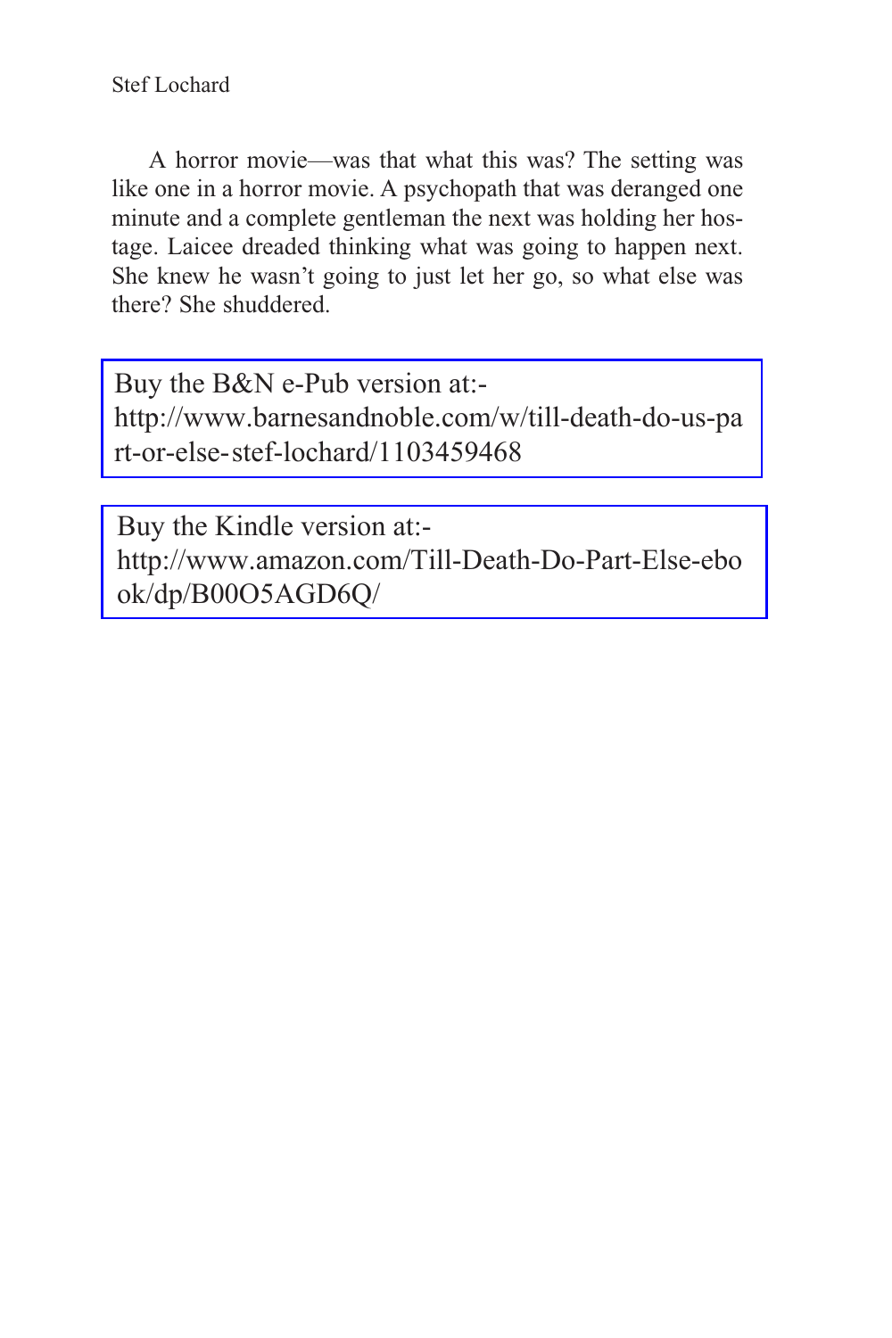A horror movie—was that what this was? The setting was like one in a horror movie. A psychopath that was deranged one minute and a complete gentleman the next was holding her hostage. Laicee dreaded thinking what was going to happen next. She knew he wasn't going to just let her go, so what else was there? She shuddered.

Buy the B&N e-Pub version at:-
http://www.barnesandnoble.com/w/till-death-do-us-part-or-else-stef-lochard/1103459468

Buy the Kindle version at:-
http://www.amazon.com/Till-Death-Do-Part-Else-ebook/dp/B00O5AGD6Q/